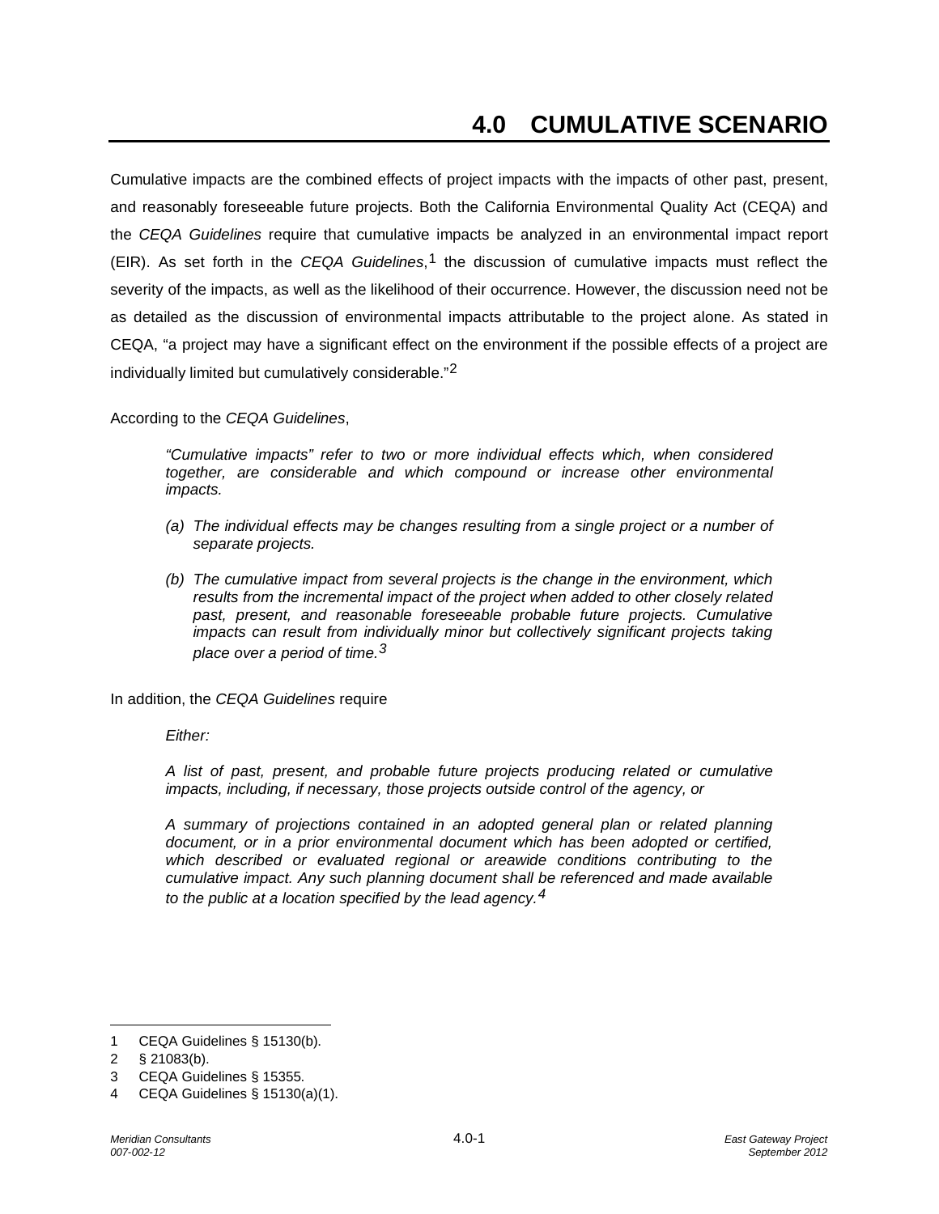# 4.0 CUMULATIVE SCENARIO

Cumulative impacts are the combined effects of project impacts with the impacts of other past, present, and reasonably foreseeable future projects. Both the California Environmental Quality Act (CEQA) and the *CEQA Guidelines* require that cumulative impacts be analyzed in an environmental impact report (EIR). As set forth in the *CEQA Guidelines*,[1] the discussion of cumulative impacts must reflect the severity of the impacts, as well as the likelihood of their occurrence. However, the discussion need not be as detailed as the discussion of environmental impacts attributable to the project alone. As stated in CEQA, "a project may have a significant effect on the environment if the possible effects of a project are individually limited but cumulatively considerable."[2]

According to the *CEQA Guidelines*,

> *"Cumulative impacts" refer to two or more individual effects which, when considered together, are considerable and which compound or increase other environmental impacts.*
>
> *(a) The individual effects may be changes resulting from a single project or a number of separate projects.*
>
> *(b) The cumulative impact from several projects is the change in the environment, which results from the incremental impact of the project when added to other closely related past, present, and reasonable foreseeable probable future projects. Cumulative impacts can result from individually minor but collectively significant projects taking place over a period of time.*[3]

In addition, the *CEQA Guidelines* require

> *Either:*
>
> *A list of past, present, and probable future projects producing related or cumulative impacts, including, if necessary, those projects outside control of the agency, or*
>
> *A summary of projections contained in an adopted general plan or related planning document, or in a prior environmental document which has been adopted or certified, which described or evaluated regional or areawide conditions contributing to the cumulative impact. Any such planning document shall be referenced and made available to the public at a location specified by the lead agency.*[4]

---

1 CEQA Guidelines § 15130(b).

2 § 21083(b).

3 CEQA Guidelines § 15355.

4 CEQA Guidelines § 15130(a)(1).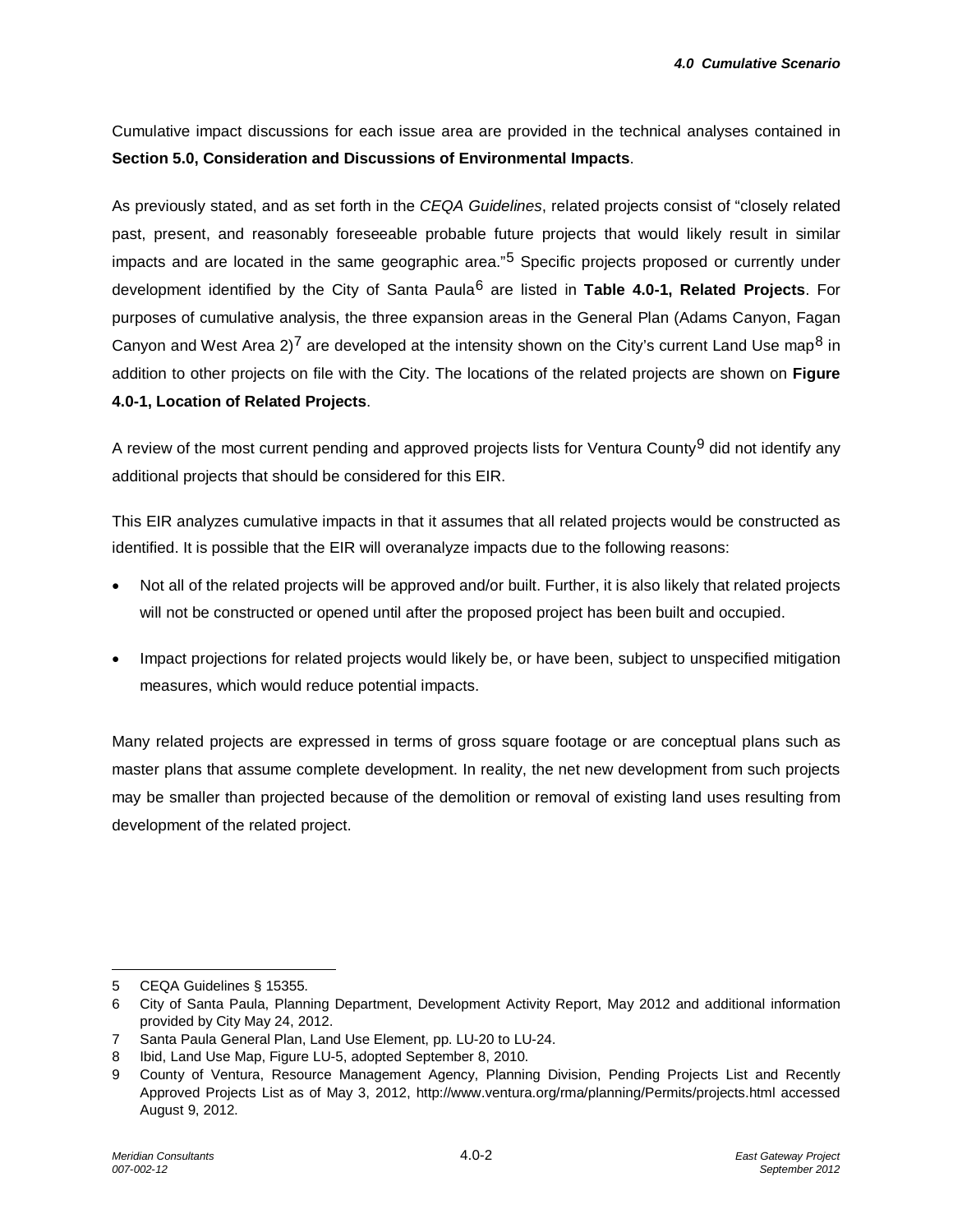Cumulative impact discussions for each issue area are provided in the technical analyses contained in **Section 5.0, Consideration and Discussions of Environmental Impacts**.

As previously stated, and as set forth in the *CEQA Guidelines*, related projects consist of "closely related past, present, and reasonably foreseeable probable future projects that would likely result in similar impacts and are located in the same geographic area."[5] Specific projects proposed or currently under development identified by the City of Santa Paula[6] are listed in **Table 4.0-1, Related Projects**. For purposes of cumulative analysis, the three expansion areas in the General Plan (Adams Canyon, Fagan Canyon and West Area 2)[7] are developed at the intensity shown on the City's current Land Use map[8] in addition to other projects on file with the City. The locations of the related projects are shown on **Figure 4.0-1, Location of Related Projects**.

A review of the most current pending and approved projects lists for Ventura County[9] did not identify any additional projects that should be considered for this EIR.

This EIR analyzes cumulative impacts in that it assumes that all related projects would be constructed as identified. It is possible that the EIR will overanalyze impacts due to the following reasons:

- Not all of the related projects will be approved and/or built. Further, it is also likely that related projects will not be constructed or opened until after the proposed project has been built and occupied.
- Impact projections for related projects would likely be, or have been, subject to unspecified mitigation measures, which would reduce potential impacts.

Many related projects are expressed in terms of gross square footage or are conceptual plans such as master plans that assume complete development. In reality, the net new development from such projects may be smaller than projected because of the demolition or removal of existing land uses resulting from development of the related project.

---

5 CEQA Guidelines § 15355.

6 City of Santa Paula, Planning Department, Development Activity Report, May 2012 and additional information provided by City May 24, 2012.

7 Santa Paula General Plan, Land Use Element, pp. LU-20 to LU-24.

8 Ibid, Land Use Map, Figure LU-5, adopted September 8, 2010.

9 County of Ventura, Resource Management Agency, Planning Division, Pending Projects List and Recently Approved Projects List as of May 3, 2012, http://www.ventura.org/rma/planning/Permits/projects.html accessed August 9, 2012.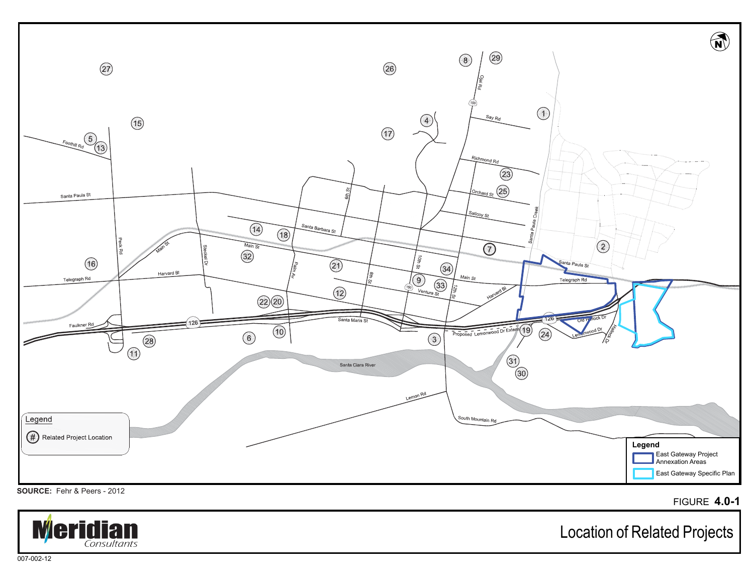Legend

(#) Related Project Location

Legend

East Gateway Project Annexation Areas

East Gateway Specific Plan

**SOURCE:** Fehr & Peers - 2012

FIGURE **4.0-1**

Location of Related Projects

007-002-12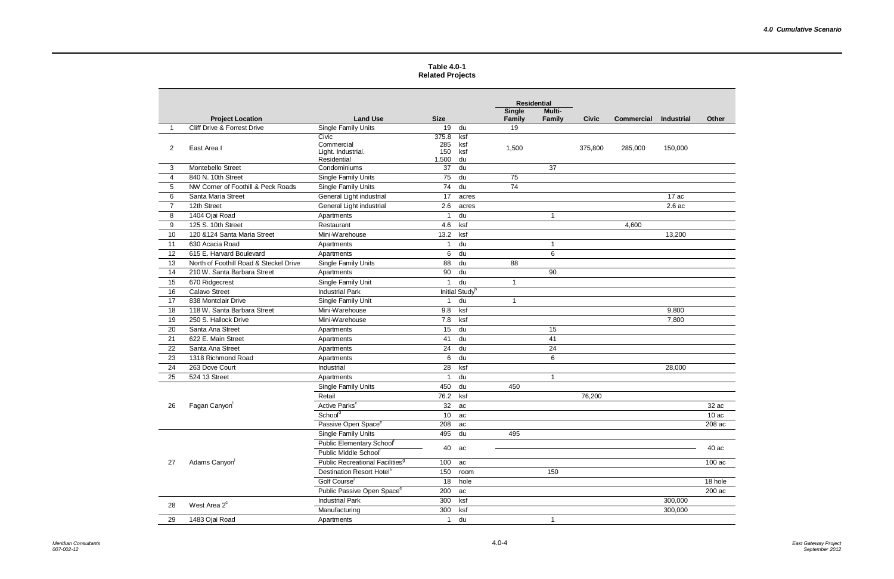**Table 4.0-1**
**Related Projects**

| | Project Location | Land Use | Size | | Residential | | Civic | Commercial | Industrial | Other |
|---|---|---|---|---|---|---|---|---|---|---|
| | | | | | Single Family | Multi-Family | | | | |
| 1 | Cliff Drive & Forrest Drive | Single Family Units | 19 | du | 19 | | | | | |
| 2 | East Area I | Civic<br>Commercial<br>Light. Industrial.<br>Residential | 375.8<br>285<br>150<br>1,500 | ksf<br>ksf<br>ksf<br>du | 1,500 | | 375,800 | 285,000 | 150,000 | |
| 3 | Montebello Street | Condominiums | 37 | du | | 37 | | | | |
| 4 | 840 N. 10th Street | Single Family Units | 75 | du | 75 | | | | | |
| 5 | NW Corner of Foothill & Peck Roads | Single Family Units | 74 | du | 74 | | | | | |
| 6 | Santa Maria Street | General Light industrial | 17 | acres | | | | | 17 ac | |
| 7 | 12th Street | General Light industrial | 2.6 | acres | | | | | 2.6 ac | |
| 8 | 1404 Ojai Road | Apartments | 1 | du | | 1 | | | | |
| 9 | 125 S. 10th Street | Restaurant | 4.6 | ksf | | | | 4,600 | | |
| 10 | 120 &124 Santa Maria Street | Mini-Warehouse | 13.2 | ksf | | | | | 13,200 | |
| 11 | 630 Acacia Road | Apartments | 1 | du | | 1 | | | | |
| 12 | 615 E. Harvard Boulevard | Apartments | 6 | du | | 6 | | | | |
| 13 | North of Foothill Road & Steckel Drive | Single Family Units | 88 | du | 88 | | | | | |
| 14 | 210 W. Santa Barbara Street | Apartments | 90 | du | | 90 | | | | |
| 15 | 670 Ridgecrest | Single Family Unit | 1 | du | 1 | | | | | |
| 16 | Calavo Street | Industrial Park | Initial Study[b] | | | | | | | |
| 17 | 838 Montclair Drive | Single Family Unit | 1 | du | 1 | | | | | |
| 18 | 118 W. Santa Barbara Street | Mini-Warehouse | 9.8 | ksf | | | | | 9,800 | |
| 19 | 250 S. Hallock Drive | Mini-Warehouse | 7.8 | ksf | | | | | 7,800 | |
| 20 | Santa Ana Street | Apartments | 15 | du | | 15 | | | | |
| 21 | 622 E. Main Street | Apartments | 41 | du | | 41 | | | | |
| 22 | Santa Ana Street | Apartments | 24 | du | | 24 | | | | |
| 23 | 1318 Richmond Road | Apartments | 6 | du | | 6 | | | | |
| 24 | 263 Dove Court | Industrial | 28 | ksf | | | | | 28,000 | |
| 25 | 524 13 Street | Apartments | 1 | du | | 1 | | | | |
| 26 | Fagan Canyon[l] | Single Family Units | 450 | du | 450 | | | | | |
| | | Retail | 76.2 | ksf | | | 76,200 | | | |
| | | Active Parks[c] | 32 | ac | | | | | | 32 ac |
| | | School[d] | 10 | ac | | | | | | 10 ac |
| | | Passive Open Space[e] | 208 | ac | | | | | | 208 ac |
| 27 | Adams Canyon[l] | Single Family Units | 495 | du | 495 | | | | | |
| | | Public Elementary School[f]<br>Public Middle School[f] | 40 | ac | | | | | | 40 ac |
| | | Public Recreational Facilities[g] | 100 | ac | | | | | | 100 ac |
| | | Destination Resort Hotel[h] | 150 | room | | 150 | | | | |
| | | Golf Course[i] | 18 | hole | | | | | | 18 hole |
| | | Public Passive Open Space[e] | 200 | ac | | | | | | 200 ac |
| 28 | West Area 2[c] | Industrial Park | 300 | ksf | | | | | 300,000 | |
| | | Manufacturing | 300 | ksf | | | | | 300,000 | |
| 29 | 1483 Ojai Road | Apartments | 1 | du | | 1 | | | | |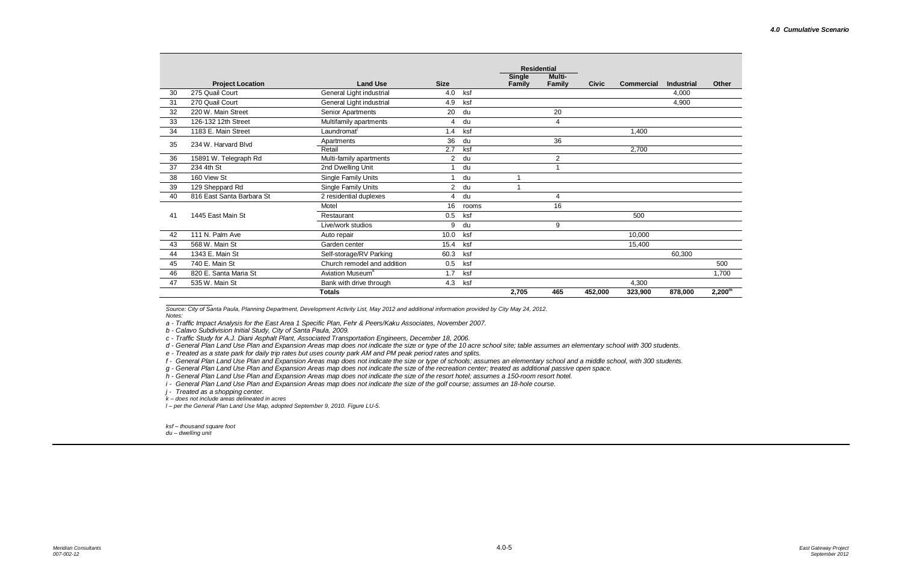| | Project Location | Land Use | Size | | Residential | | Civic | Commercial | Industrial | Other |
|---|---|---|---|---|---|---|---|---|---|---|
| | | | | | Single Family | Multi-Family | | | | |
| 30 | 275 Quail Court | General Light industrial | 4.0 | ksf | | | | | 4,000 | |
| 31 | 270 Quail Court | General Light industrial | 4.9 | ksf | | | | | 4,900 | |
| 32 | 220 W. Main Street | Senior Apartments | 20 | du | | 20 | | | | |
| 33 | 126-132 12th Street | Multifamily apartments | 4 | du | | 4 | | | | |
| 34 | 1183 E. Main Street | Laundromat[j] | 1.4 | ksf | | | | 1,400 | | |
| 35 | 234 W. Harvard Blvd | Apartments | 36 | du | | 36 | | | | |
| | | Retail | 2.7 | ksf | | | | 2,700 | | |
| 36 | 15891 W. Telegraph Rd | Multi-family apartments | 2 | du | | 2 | | | | |
| 37 | 234 4th St | 2nd Dwelling Unit | 1 | du | | 1 | | | | |
| 38 | 160 View St | Single Family Units | 1 | du | 1 | | | | | |
| 39 | 129 Sheppard Rd | Single Family Units | 2 | du | 1 | | | | | |
| 40 | 816 East Santa Barbara St | 2 residential duplexes | 4 | du | | 4 | | | | |
| 41 | 1445 East Main St | Motel | 16 | rooms | | 16 | | | | |
| | | Restaurant | 0.5 | ksf | | | | 500 | | |
| | | Live/work studios | 9 | du | | 9 | | | | |
| 42 | 111 N. Palm Ave | Auto repair | 10.0 | ksf | | | | 10,000 | | |
| 43 | 568 W. Main St | Garden center | 15.4 | ksf | | | | 15,400 | | |
| 44 | 1343 E. Main St | Self-storage/RV Parking | 60.3 | ksf | | | | | 60,300 | |
| 45 | 740 E. Main St | Church remodel and addition | 0.5 | ksf | | | | | | 500 |
| 46 | 820 E. Santa Maria St | Aviation Museum[k] | 1.7 | ksf | | | | | | 1,700 |
| 47 | 535 W. Main St | Bank with drive through | 4.3 | ksf | | | | 4,300 | | |
| | | **Totals** | | | **2,705** | **465** | **452,000** | **323,900** | **878,000** | **2,200[m]** |

*Source: City of Santa Paula, Planning Department, Development Activity List, May 2012 and additional information provided by City May 24, 2012.*

*Notes:*

*a - Traffic Impact Analysis for the East Area 1 Specific Plan, Fehr & Peers/Kaku Associates, November 2007.*

*b - Calavo Subdivision Initial Study, City of Santa Paula, 2009.*

*c - Traffic Study for A.J. Diani Asphalt Plant, Associated Transportation Engineers, December 18, 2006.*

*d - General Plan Land Use Plan and Expansion Areas map does not indicate the size or type of the 10 acre school site; table assumes an elementary school with 300 students.*

*e - Treated as a state park for daily trip rates but uses county park AM and PM peak period rates and splits.*

*f - General Plan Land Use Plan and Expansion Areas map does not indicate the size or type of schools; assumes an elementary school and a middle school, with 300 students.*

*g - General Plan Land Use Plan and Expansion Areas map does not indicate the size of the recreation center; treated as additional passive open space.*

*h - General Plan Land Use Plan and Expansion Areas map does not indicate the size of the resort hotel; assumes a 150-room resort hotel.*

*i - General Plan Land Use Plan and Expansion Areas map does not indicate the size of the golf course; assumes an 18-hole course.*

*j - Treated as a shopping center.*

*k – does not include areas delineated in acres*

*l – per the General Plan Land Use Map, adopted September 9, 2010. Figure LU-5.*

*ksf – thousand square foot*
*du – dwelling unit*